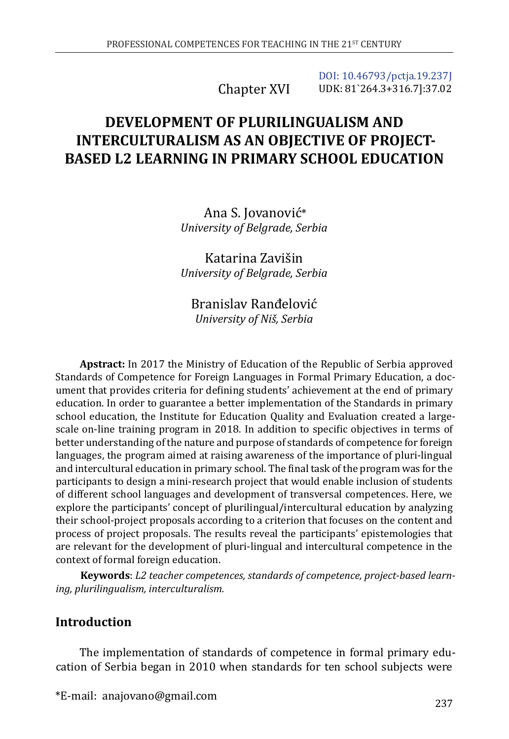Chapter XVI

DOI: 10.46793/pctja.19.237J
UDK: 81`264.3+316.7]:37.02

# DEVELOPMENT OF PLURILINGUALISM AND INTERCULTURALISM AS AN OBJECTIVE OF PROJECT-BASED L2 LEARNING IN PRIMARY SCHOOL EDUCATION

Ana S. Jovanović*
*University of Belgrade, Serbia*

Katarina Zavišin
*University of Belgrade, Serbia*

Branislav Ranđelović
*University of Niš, Serbia*

**Apstract:** In 2017 the Ministry of Education of the Republic of Serbia approved Standards of Competence for Foreign Languages in Formal Primary Education, a document that provides criteria for defining students' achievement at the end of primary education. In order to guarantee a better implementation of the Standards in primary school education, the Institute for Education Quality and Evaluation created a large-scale on-line training program in 2018. In addition to specific objectives in terms of better understanding of the nature and purpose of standards of competence for foreign languages, the program aimed at raising awareness of the importance of pluri-lingual and intercultural education in primary school. The final task of the program was for the participants to design a mini-research project that would enable inclusion of students of different school languages and development of transversal competences. Here, we explore the participants' concept of plurilingual/intercultural education by analyzing their school-project proposals according to a criterion that focuses on the content and process of project proposals. The results reveal the participants' epistemologies that are relevant for the development of pluri-lingual and intercultural competence in the context of formal foreign education.

**Keywords**: *L2 teacher competences, standards of competence, project-based learning, plurilingualism, interculturalism.*

## Introduction

The implementation of standards of competence in formal primary education of Serbia began in 2010 when standards for ten school subjects were

*E-mail: anajovano@gmail.com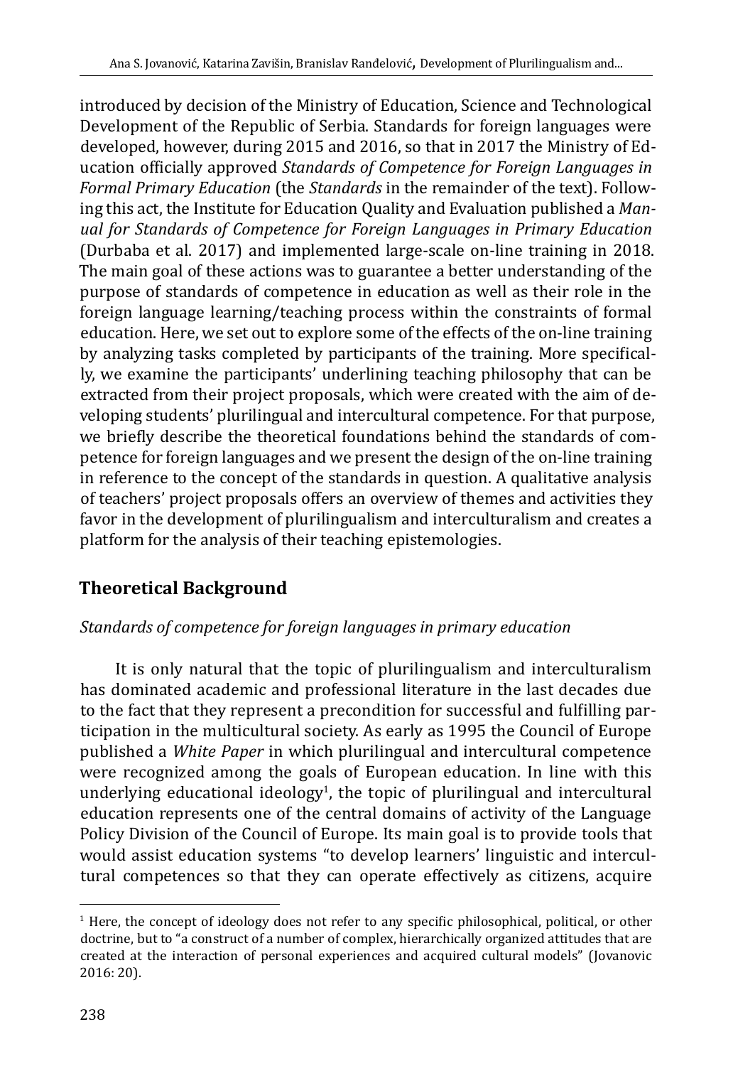introduced by decision of the Ministry of Education, Science and Technological Development of the Republic of Serbia. Standards for foreign languages were developed, however, during 2015 and 2016, so that in 2017 the Ministry of Education officially approved *Standards of Competence for Foreign Languages in Formal Primary Education* (the *Standards* in the remainder of the text). Following this act, the Institute for Education Quality and Evaluation published a *Manual for Standards of Competence for Foreign Languages in Primary Education* (Durbaba et al. 2017) and implemented large-scale on-line training in 2018. The main goal of these actions was to guarantee a better understanding of the purpose of standards of competence in education as well as their role in the foreign language learning/teaching process within the constraints of formal education. Here, we set out to explore some of the effects of the on-line training by analyzing tasks completed by participants of the training. More specifically, we examine the participants' underlining teaching philosophy that can be extracted from their project proposals, which were created with the aim of developing students' plurilingual and intercultural competence. For that purpose, we briefly describe the theoretical foundations behind the standards of competence for foreign languages and we present the design of the on-line training in reference to the concept of the standards in question. A qualitative analysis of teachers' project proposals offers an overview of themes and activities they favor in the development of plurilingualism and interculturalism and creates a platform for the analysis of their teaching epistemologies.

## Theoretical Background

### *Standards of competence for foreign languages in primary education*

It is only natural that the topic of plurilingualism and interculturalism has dominated academic and professional literature in the last decades due to the fact that they represent a precondition for successful and fulfilling participation in the multicultural society. As early as 1995 the Council of Europe published a *White Paper* in which plurilingual and intercultural competence were recognized among the goals of European education. In line with this underlying educational ideology[1], the topic of plurilingual and intercultural education represents one of the central domains of activity of the Language Policy Division of the Council of Europe. Its main goal is to provide tools that would assist education systems "to develop learners' linguistic and intercultural competences so that they can operate effectively as citizens, acquire

[1] Here, the concept of ideology does not refer to any specific philosophical, political, or other doctrine, but to "a construct of a number of complex, hierarchically organized attitudes that are created at the interaction of personal experiences and acquired cultural models" (Jovanovic 2016: 20).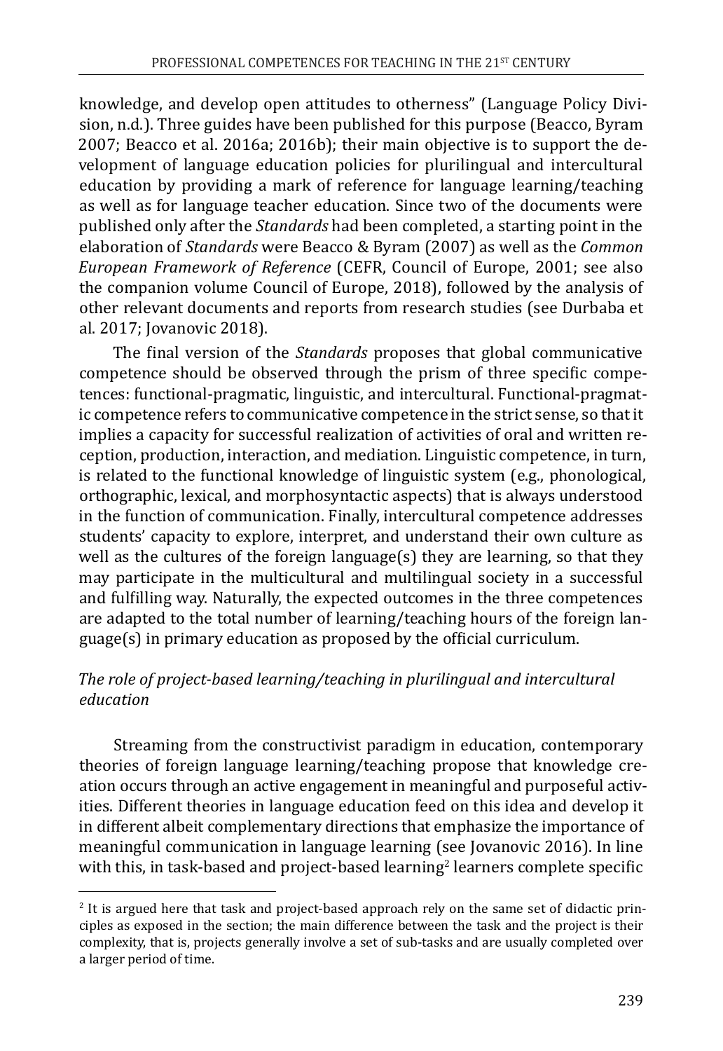knowledge, and develop open attitudes to otherness" (Language Policy Division, n.d.). Three guides have been published for this purpose (Beacco, Byram 2007; Beacco et al. 2016a; 2016b); their main objective is to support the development of language education policies for plurilingual and intercultural education by providing a mark of reference for language learning/teaching as well as for language teacher education. Since two of the documents were published only after the *Standards* had been completed, a starting point in the elaboration of *Standards* were Beacco & Byram (2007) as well as the *Common European Framework of Reference* (CEFR, Council of Europe, 2001; see also the companion volume Council of Europe, 2018), followed by the analysis of other relevant documents and reports from research studies (see Durbaba et al. 2017; Jovanovic 2018).

The final version of the *Standards* proposes that global communicative competence should be observed through the prism of three specific competences: functional-pragmatic, linguistic, and intercultural. Functional-pragmatic competence refers to communicative competence in the strict sense, so that it implies a capacity for successful realization of activities of oral and written reception, production, interaction, and mediation. Linguistic competence, in turn, is related to the functional knowledge of linguistic system (e.g., phonological, orthographic, lexical, and morphosyntactic aspects) that is always understood in the function of communication. Finally, intercultural competence addresses students' capacity to explore, interpret, and understand their own culture as well as the cultures of the foreign language(s) they are learning, so that they may participate in the multicultural and multilingual society in a successful and fulfilling way. Naturally, the expected outcomes in the three competences are adapted to the total number of learning/teaching hours of the foreign language(s) in primary education as proposed by the official curriculum.

### *The role of project-based learning/teaching in plurilingual and intercultural education*

Streaming from the constructivist paradigm in education, contemporary theories of foreign language learning/teaching propose that knowledge creation occurs through an active engagement in meaningful and purposeful activities. Different theories in language education feed on this idea and develop it in different albeit complementary directions that emphasize the importance of meaningful communication in language learning (see Jovanovic 2016). In line with this, in task-based and project-based learning[2] learners complete specific

[2] It is argued here that task and project-based approach rely on the same set of didactic principles as exposed in the section; the main difference between the task and the project is their complexity, that is, projects generally involve a set of sub-tasks and are usually completed over a larger period of time.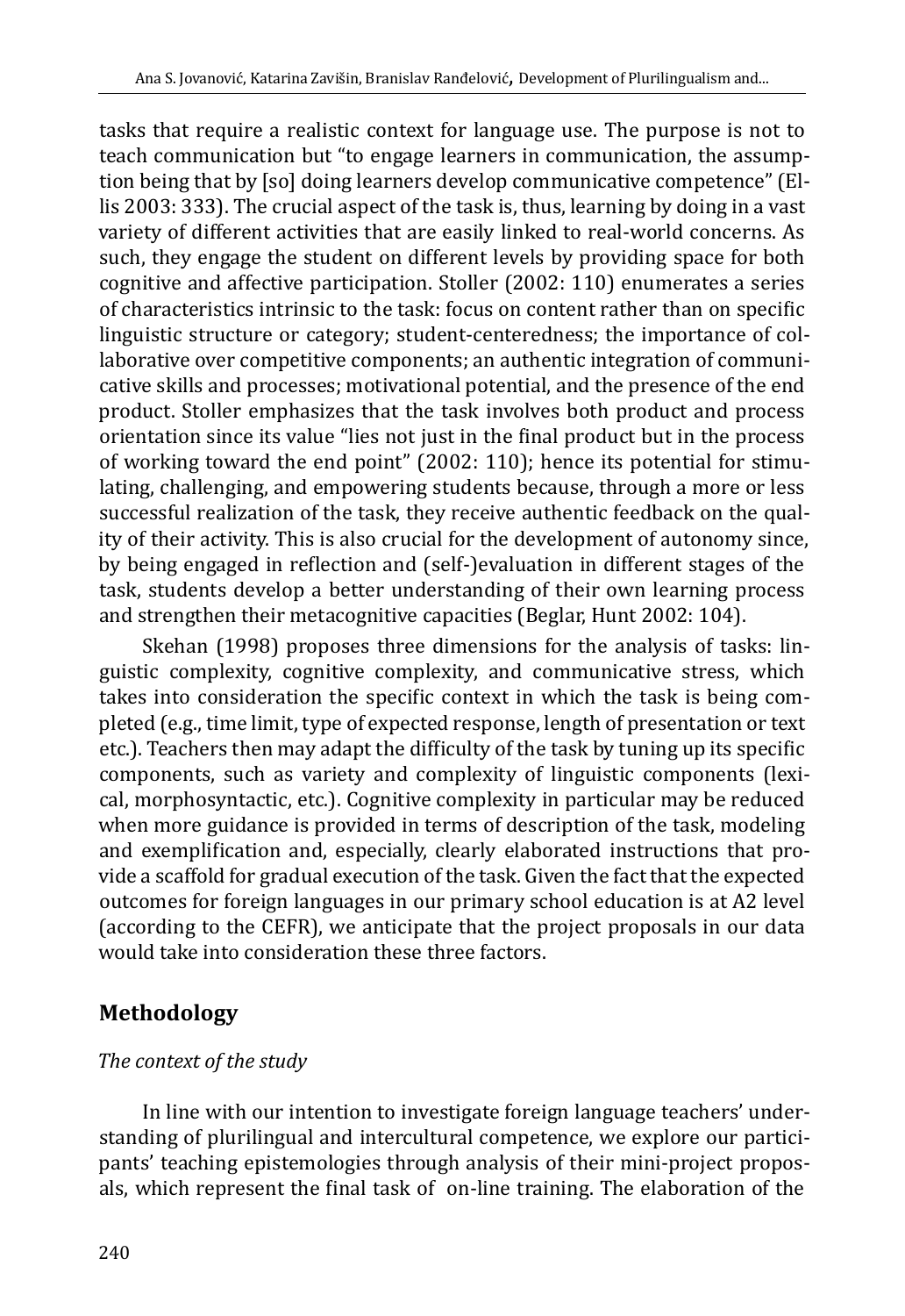tasks that require a realistic context for language use. The purpose is not to teach communication but "to engage learners in communication, the assumption being that by [so] doing learners develop communicative competence" (Ellis 2003: 333). The crucial aspect of the task is, thus, learning by doing in a vast variety of different activities that are easily linked to real-world concerns. As such, they engage the student on different levels by providing space for both cognitive and affective participation. Stoller (2002: 110) enumerates a series of characteristics intrinsic to the task: focus on content rather than on specific linguistic structure or category; student-centeredness; the importance of collaborative over competitive components; an authentic integration of communicative skills and processes; motivational potential, and the presence of the end product. Stoller emphasizes that the task involves both product and process orientation since its value "lies not just in the final product but in the process of working toward the end point" (2002: 110); hence its potential for stimulating, challenging, and empowering students because, through a more or less successful realization of the task, they receive authentic feedback on the quality of their activity. This is also crucial for the development of autonomy since, by being engaged in reflection and (self-)evaluation in different stages of the task, students develop a better understanding of their own learning process and strengthen their metacognitive capacities (Beglar, Hunt 2002: 104).

Skehan (1998) proposes three dimensions for the analysis of tasks: linguistic complexity, cognitive complexity, and communicative stress, which takes into consideration the specific context in which the task is being completed (e.g., time limit, type of expected response, length of presentation or text etc.). Teachers then may adapt the difficulty of the task by tuning up its specific components, such as variety and complexity of linguistic components (lexical, morphosyntactic, etc.). Cognitive complexity in particular may be reduced when more guidance is provided in terms of description of the task, modeling and exemplification and, especially, clearly elaborated instructions that provide a scaffold for gradual execution of the task. Given the fact that the expected outcomes for foreign languages in our primary school education is at A2 level (according to the CEFR), we anticipate that the project proposals in our data would take into consideration these three factors.

## Methodology

*The context of the study*

In line with our intention to investigate foreign language teachers' understanding of plurilingual and intercultural competence, we explore our participants' teaching epistemologies through analysis of their mini-project proposals, which represent the final task of on-line training. The elaboration of the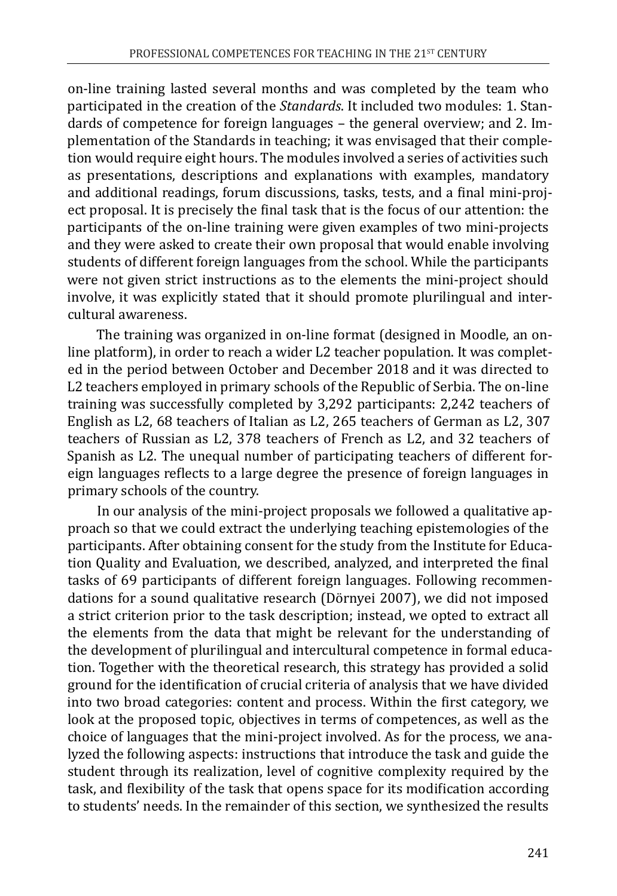on-line training lasted several months and was completed by the team who participated in the creation of the *Standards*. It included two modules: 1. Standards of competence for foreign languages – the general overview; and 2. Implementation of the Standards in teaching; it was envisaged that their completion would require eight hours. The modules involved a series of activities such as presentations, descriptions and explanations with examples, mandatory and additional readings, forum discussions, tasks, tests, and a final mini-project proposal. It is precisely the final task that is the focus of our attention: the participants of the on-line training were given examples of two mini-projects and they were asked to create their own proposal that would enable involving students of different foreign languages from the school. While the participants were not given strict instructions as to the elements the mini-project should involve, it was explicitly stated that it should promote plurilingual and intercultural awareness.

The training was organized in on-line format (designed in Moodle, an online platform), in order to reach a wider L2 teacher population. It was completed in the period between October and December 2018 and it was directed to L2 teachers employed in primary schools of the Republic of Serbia. The on-line training was successfully completed by 3,292 participants: 2,242 teachers of English as L2, 68 teachers of Italian as L2, 265 teachers of German as L2, 307 teachers of Russian as L2, 378 teachers of French as L2, and 32 teachers of Spanish as L2. The unequal number of participating teachers of different foreign languages reflects to a large degree the presence of foreign languages in primary schools of the country.

In our analysis of the mini-project proposals we followed a qualitative approach so that we could extract the underlying teaching epistemologies of the participants. After obtaining consent for the study from the Institute for Education Quality and Evaluation, we described, analyzed, and interpreted the final tasks of 69 participants of different foreign languages. Following recommendations for a sound qualitative research (Dörnyei 2007), we did not imposed a strict criterion prior to the task description; instead, we opted to extract all the elements from the data that might be relevant for the understanding of the development of plurilingual and intercultural competence in formal education. Together with the theoretical research, this strategy has provided a solid ground for the identification of crucial criteria of analysis that we have divided into two broad categories: content and process. Within the first category, we look at the proposed topic, objectives in terms of competences, as well as the choice of languages that the mini-project involved. As for the process, we analyzed the following aspects: instructions that introduce the task and guide the student through its realization, level of cognitive complexity required by the task, and flexibility of the task that opens space for its modification according to students' needs. In the remainder of this section, we synthesized the results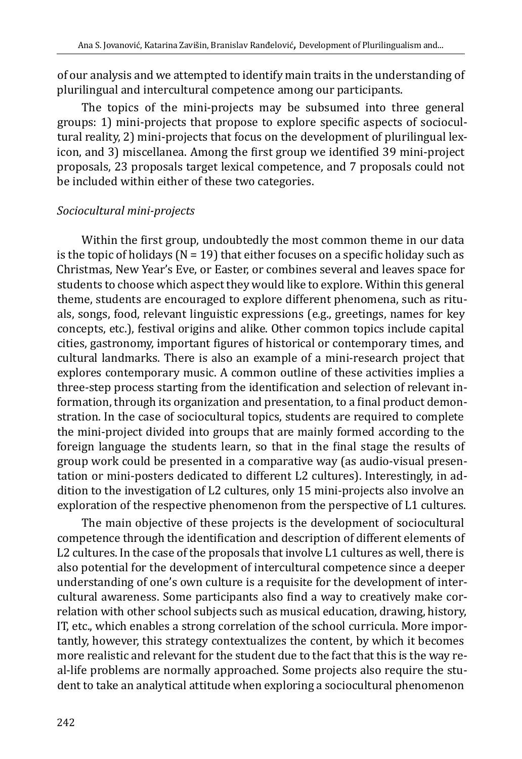of our analysis and we attempted to identify main traits in the understanding of plurilingual and intercultural competence among our participants.

The topics of the mini-projects may be subsumed into three general groups: 1) mini-projects that propose to explore specific aspects of sociocultural reality, 2) mini-projects that focus on the development of plurilingual lexicon, and 3) miscellanea. Among the first group we identified 39 mini-project proposals, 23 proposals target lexical competence, and 7 proposals could not be included within either of these two categories.

*Sociocultural mini-projects*

Within the first group, undoubtedly the most common theme in our data is the topic of holidays (N = 19) that either focuses on a specific holiday such as Christmas, New Year's Eve, or Easter, or combines several and leaves space for students to choose which aspect they would like to explore. Within this general theme, students are encouraged to explore different phenomena, such as rituals, songs, food, relevant linguistic expressions (e.g., greetings, names for key concepts, etc.), festival origins and alike. Other common topics include capital cities, gastronomy, important figures of historical or contemporary times, and cultural landmarks. There is also an example of a mini-research project that explores contemporary music. A common outline of these activities implies a three-step process starting from the identification and selection of relevant information, through its organization and presentation, to a final product demonstration. In the case of sociocultural topics, students are required to complete the mini-project divided into groups that are mainly formed according to the foreign language the students learn, so that in the final stage the results of group work could be presented in a comparative way (as audio-visual presentation or mini-posters dedicated to different L2 cultures). Interestingly, in addition to the investigation of L2 cultures, only 15 mini-projects also involve an exploration of the respective phenomenon from the perspective of L1 cultures.

The main objective of these projects is the development of sociocultural competence through the identification and description of different elements of L2 cultures. In the case of the proposals that involve L1 cultures as well, there is also potential for the development of intercultural competence since a deeper understanding of one's own culture is a requisite for the development of intercultural awareness. Some participants also find a way to creatively make correlation with other school subjects such as musical education, drawing, history, IT, etc., which enables a strong correlation of the school curricula. More importantly, however, this strategy contextualizes the content, by which it becomes more realistic and relevant for the student due to the fact that this is the way real-life problems are normally approached. Some projects also require the student to take an analytical attitude when exploring a sociocultural phenomenon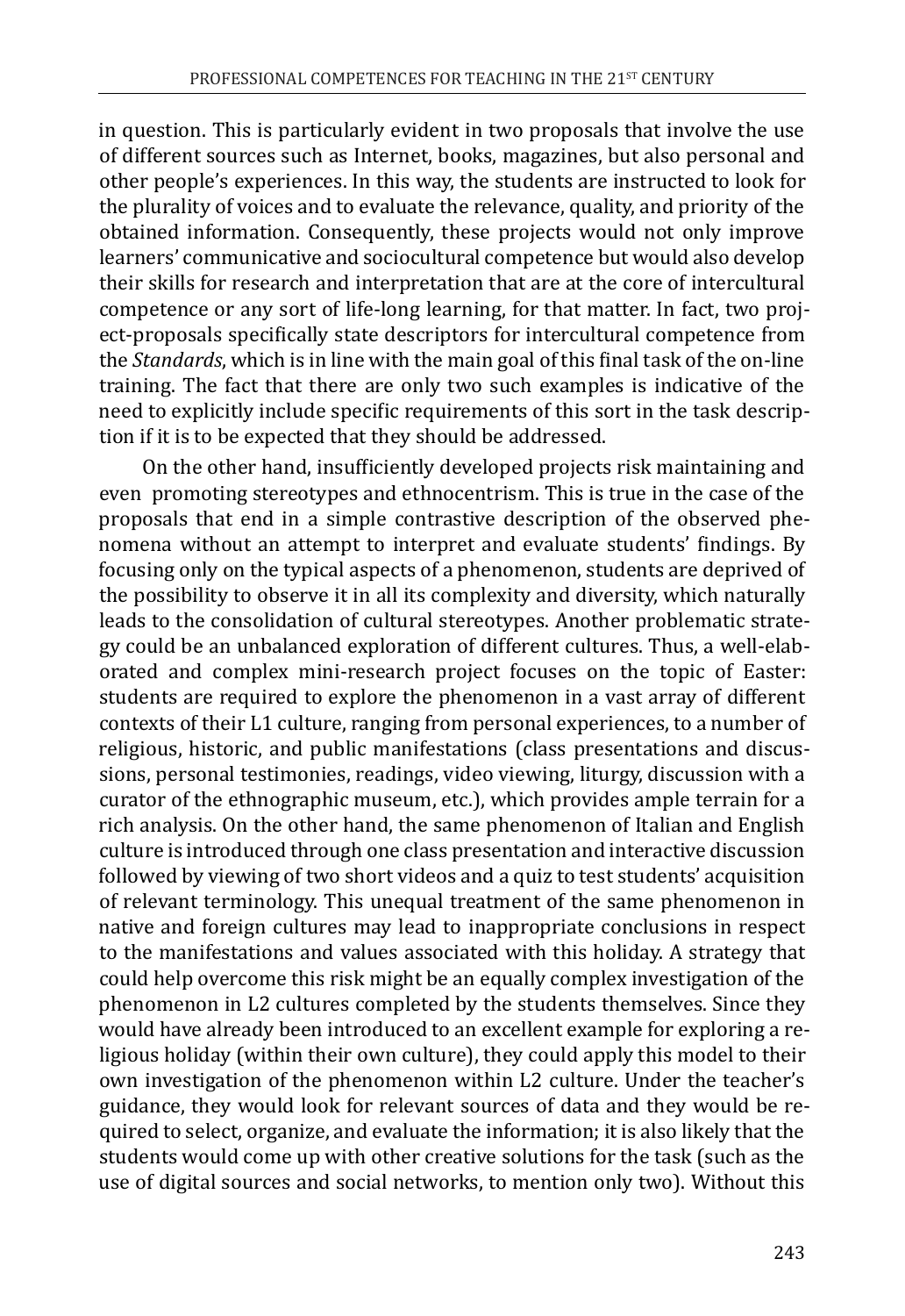in question. This is particularly evident in two proposals that involve the use of different sources such as Internet, books, magazines, but also personal and other people's experiences. In this way, the students are instructed to look for the plurality of voices and to evaluate the relevance, quality, and priority of the obtained information. Consequently, these projects would not only improve learners' communicative and sociocultural competence but would also develop their skills for research and interpretation that are at the core of intercultural competence or any sort of life-long learning, for that matter. In fact, two project-proposals specifically state descriptors for intercultural competence from the *Standards*, which is in line with the main goal of this final task of the on-line training. The fact that there are only two such examples is indicative of the need to explicitly include specific requirements of this sort in the task description if it is to be expected that they should be addressed.

On the other hand, insufficiently developed projects risk maintaining and even promoting stereotypes and ethnocentrism. This is true in the case of the proposals that end in a simple contrastive description of the observed phenomena without an attempt to interpret and evaluate students' findings. By focusing only on the typical aspects of a phenomenon, students are deprived of the possibility to observe it in all its complexity and diversity, which naturally leads to the consolidation of cultural stereotypes. Another problematic strategy could be an unbalanced exploration of different cultures. Thus, a well-elaborated and complex mini-research project focuses on the topic of Easter: students are required to explore the phenomenon in a vast array of different contexts of their L1 culture, ranging from personal experiences, to a number of religious, historic, and public manifestations (class presentations and discussions, personal testimonies, readings, video viewing, liturgy, discussion with a curator of the ethnographic museum, etc.), which provides ample terrain for a rich analysis. On the other hand, the same phenomenon of Italian and English culture is introduced through one class presentation and interactive discussion followed by viewing of two short videos and a quiz to test students' acquisition of relevant terminology. This unequal treatment of the same phenomenon in native and foreign cultures may lead to inappropriate conclusions in respect to the manifestations and values associated with this holiday. A strategy that could help overcome this risk might be an equally complex investigation of the phenomenon in L2 cultures completed by the students themselves. Since they would have already been introduced to an excellent example for exploring a religious holiday (within their own culture), they could apply this model to their own investigation of the phenomenon within L2 culture. Under the teacher's guidance, they would look for relevant sources of data and they would be required to select, organize, and evaluate the information; it is also likely that the students would come up with other creative solutions for the task (such as the use of digital sources and social networks, to mention only two). Without this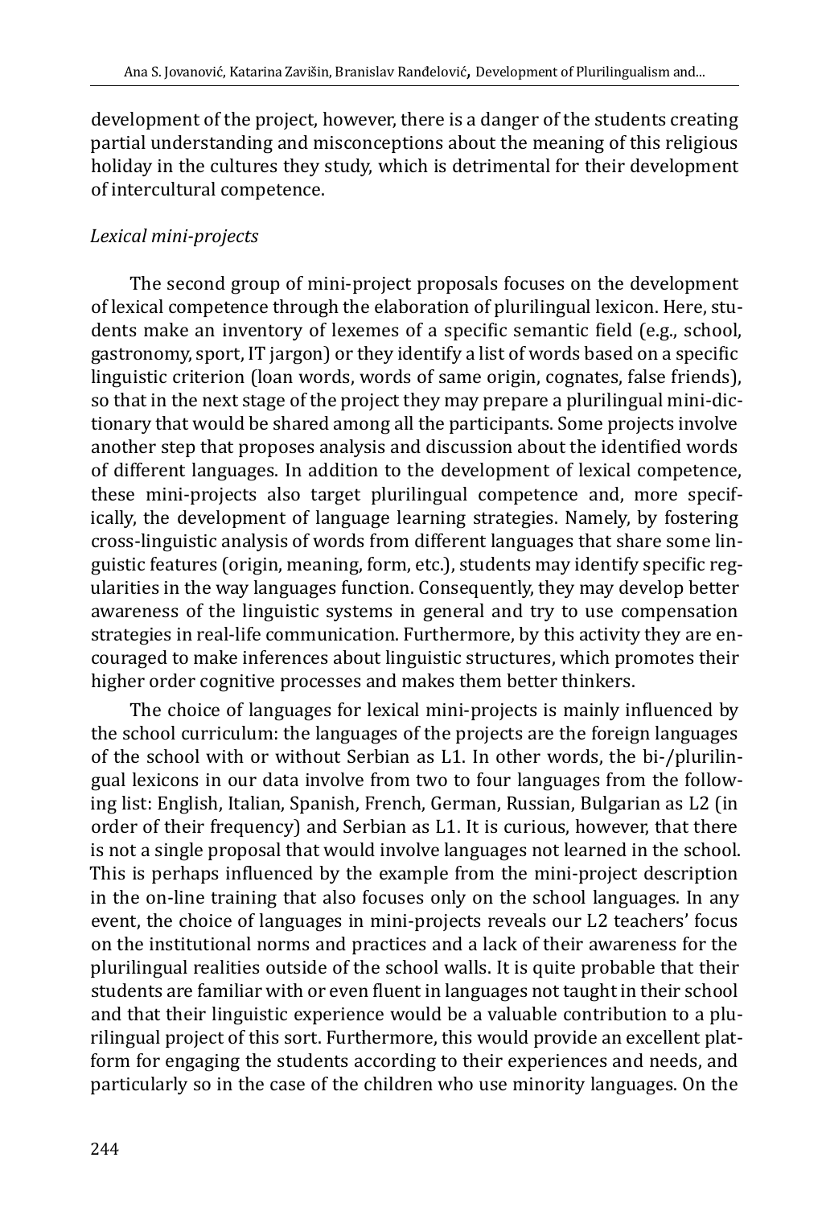development of the project, however, there is a danger of the students creating partial understanding and misconceptions about the meaning of this religious holiday in the cultures they study, which is detrimental for their development of intercultural competence.

*Lexical mini-projects*

The second group of mini-project proposals focuses on the development of lexical competence through the elaboration of plurilingual lexicon. Here, students make an inventory of lexemes of a specific semantic field (e.g., school, gastronomy, sport, IT jargon) or they identify a list of words based on a specific linguistic criterion (loan words, words of same origin, cognates, false friends), so that in the next stage of the project they may prepare a plurilingual mini-dictionary that would be shared among all the participants. Some projects involve another step that proposes analysis and discussion about the identified words of different languages. In addition to the development of lexical competence, these mini-projects also target plurilingual competence and, more specifically, the development of language learning strategies. Namely, by fostering cross-linguistic analysis of words from different languages that share some linguistic features (origin, meaning, form, etc.), students may identify specific regularities in the way languages function. Consequently, they may develop better awareness of the linguistic systems in general and try to use compensation strategies in real-life communication. Furthermore, by this activity they are encouraged to make inferences about linguistic structures, which promotes their higher order cognitive processes and makes them better thinkers.

The choice of languages for lexical mini-projects is mainly influenced by the school curriculum: the languages of the projects are the foreign languages of the school with or without Serbian as L1. In other words, the bi-/plurilingual lexicons in our data involve from two to four languages from the following list: English, Italian, Spanish, French, German, Russian, Bulgarian as L2 (in order of their frequency) and Serbian as L1. It is curious, however, that there is not a single proposal that would involve languages not learned in the school. This is perhaps influenced by the example from the mini-project description in the on-line training that also focuses only on the school languages. In any event, the choice of languages in mini-projects reveals our L2 teachers' focus on the institutional norms and practices and a lack of their awareness for the plurilingual realities outside of the school walls. It is quite probable that their students are familiar with or even fluent in languages not taught in their school and that their linguistic experience would be a valuable contribution to a plurilingual project of this sort. Furthermore, this would provide an excellent platform for engaging the students according to their experiences and needs, and particularly so in the case of the children who use minority languages. On the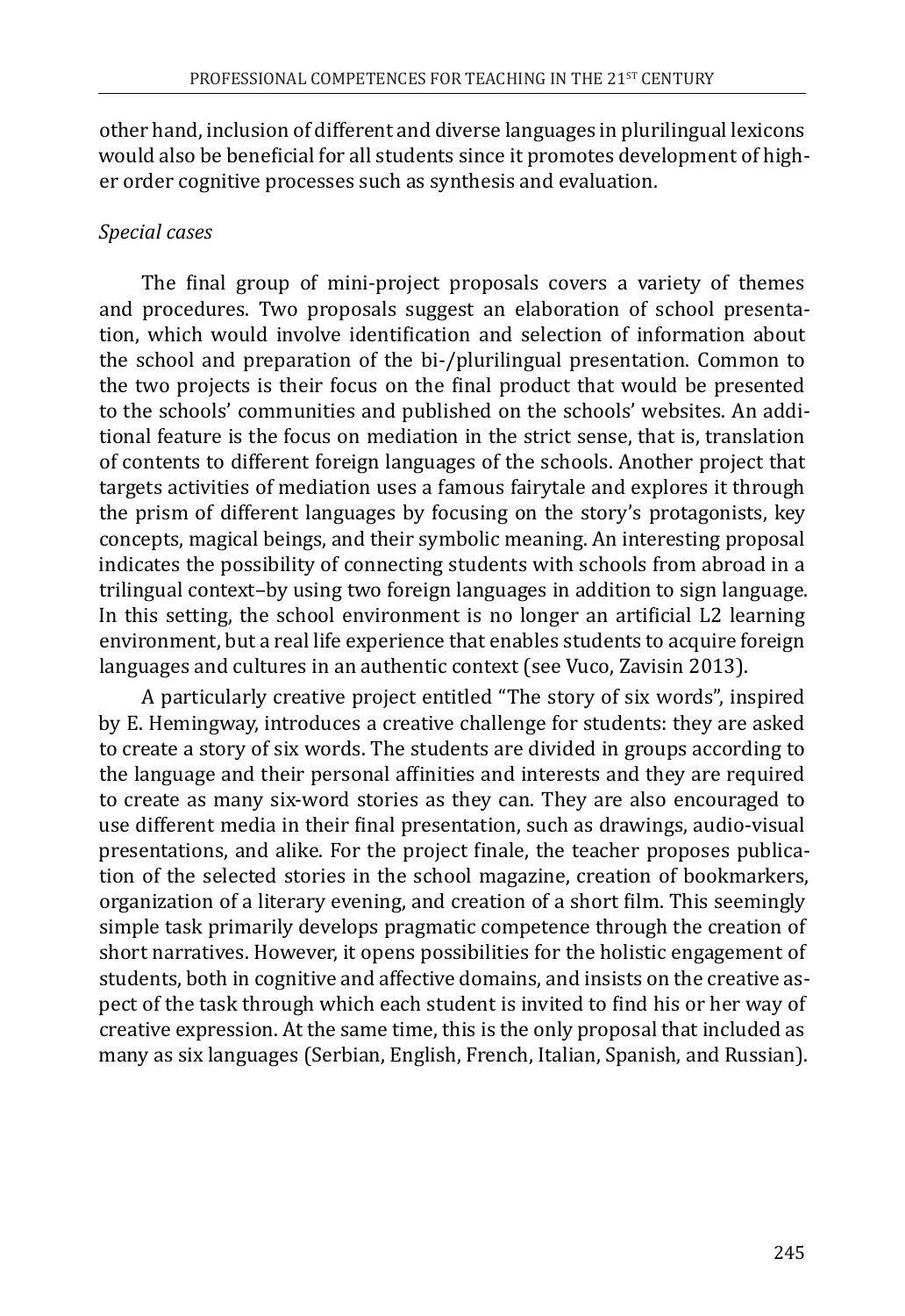other hand, inclusion of different and diverse languages in plurilingual lexicons would also be beneficial for all students since it promotes development of higher order cognitive processes such as synthesis and evaluation.

*Special cases*

The final group of mini-project proposals covers a variety of themes and procedures. Two proposals suggest an elaboration of school presentation, which would involve identification and selection of information about the school and preparation of the bi-/plurilingual presentation. Common to the two projects is their focus on the final product that would be presented to the schools' communities and published on the schools' websites. An additional feature is the focus on mediation in the strict sense, that is, translation of contents to different foreign languages of the schools. Another project that targets activities of mediation uses a famous fairytale and explores it through the prism of different languages by focusing on the story's protagonists, key concepts, magical beings, and their symbolic meaning. An interesting proposal indicates the possibility of connecting students with schools from abroad in a trilingual context–by using two foreign languages in addition to sign language. In this setting, the school environment is no longer an artificial L2 learning environment, but a real life experience that enables students to acquire foreign languages and cultures in an authentic context (see Vuco, Zavisin 2013).

A particularly creative project entitled "The story of six words", inspired by E. Hemingway, introduces a creative challenge for students: they are asked to create a story of six words. The students are divided in groups according to the language and their personal affinities and interests and they are required to create as many six-word stories as they can. They are also encouraged to use different media in their final presentation, such as drawings, audio-visual presentations, and alike. For the project finale, the teacher proposes publication of the selected stories in the school magazine, creation of bookmarkers, organization of a literary evening, and creation of a short film. This seemingly simple task primarily develops pragmatic competence through the creation of short narratives. However, it opens possibilities for the holistic engagement of students, both in cognitive and affective domains, and insists on the creative aspect of the task through which each student is invited to find his or her way of creative expression. At the same time, this is the only proposal that included as many as six languages (Serbian, English, French, Italian, Spanish, and Russian).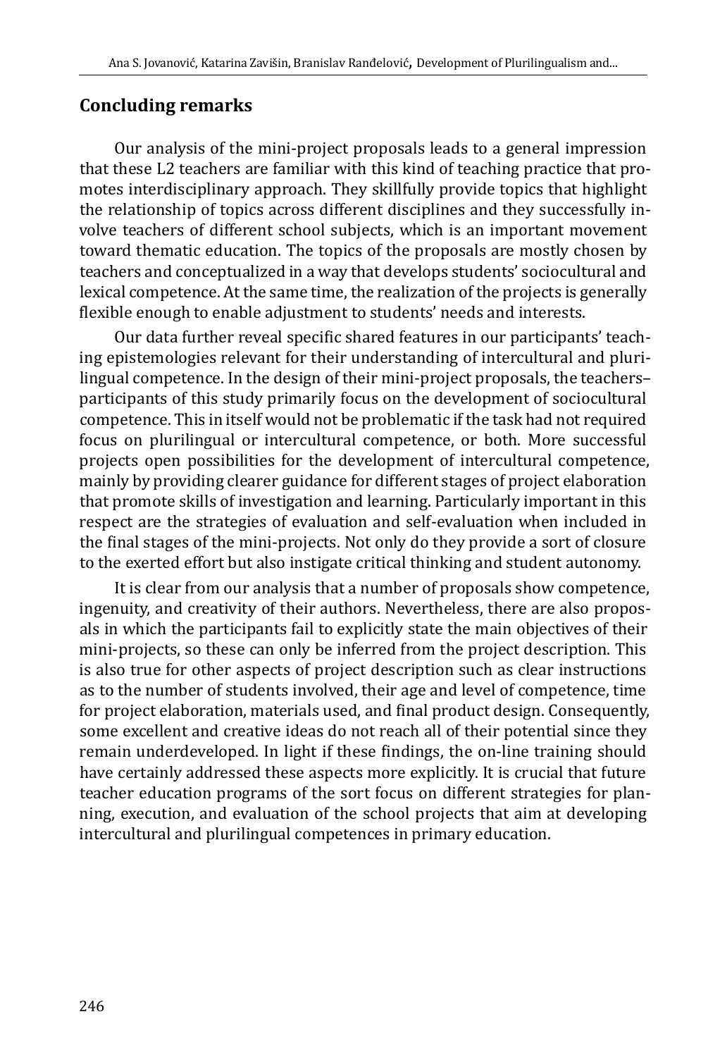## Concluding remarks

Our analysis of the mini-project proposals leads to a general impression that these L2 teachers are familiar with this kind of teaching practice that promotes interdisciplinary approach. They skillfully provide topics that highlight the relationship of topics across different disciplines and they successfully involve teachers of different school subjects, which is an important movement toward thematic education. The topics of the proposals are mostly chosen by teachers and conceptualized in a way that develops students' sociocultural and lexical competence. At the same time, the realization of the projects is generally flexible enough to enable adjustment to students' needs and interests.

Our data further reveal specific shared features in our participants' teaching epistemologies relevant for their understanding of intercultural and plurilingual competence. In the design of their mini-project proposals, the teachers–participants of this study primarily focus on the development of sociocultural competence. This in itself would not be problematic if the task had not required focus on plurilingual or intercultural competence, or both. More successful projects open possibilities for the development of intercultural competence, mainly by providing clearer guidance for different stages of project elaboration that promote skills of investigation and learning. Particularly important in this respect are the strategies of evaluation and self-evaluation when included in the final stages of the mini-projects. Not only do they provide a sort of closure to the exerted effort but also instigate critical thinking and student autonomy.

It is clear from our analysis that a number of proposals show competence, ingenuity, and creativity of their authors. Nevertheless, there are also proposals in which the participants fail to explicitly state the main objectives of their mini-projects, so these can only be inferred from the project description. This is also true for other aspects of project description such as clear instructions as to the number of students involved, their age and level of competence, time for project elaboration, materials used, and final product design. Consequently, some excellent and creative ideas do not reach all of their potential since they remain underdeveloped. In light if these findings, the on-line training should have certainly addressed these aspects more explicitly. It is crucial that future teacher education programs of the sort focus on different strategies for planning, execution, and evaluation of the school projects that aim at developing intercultural and plurilingual competences in primary education.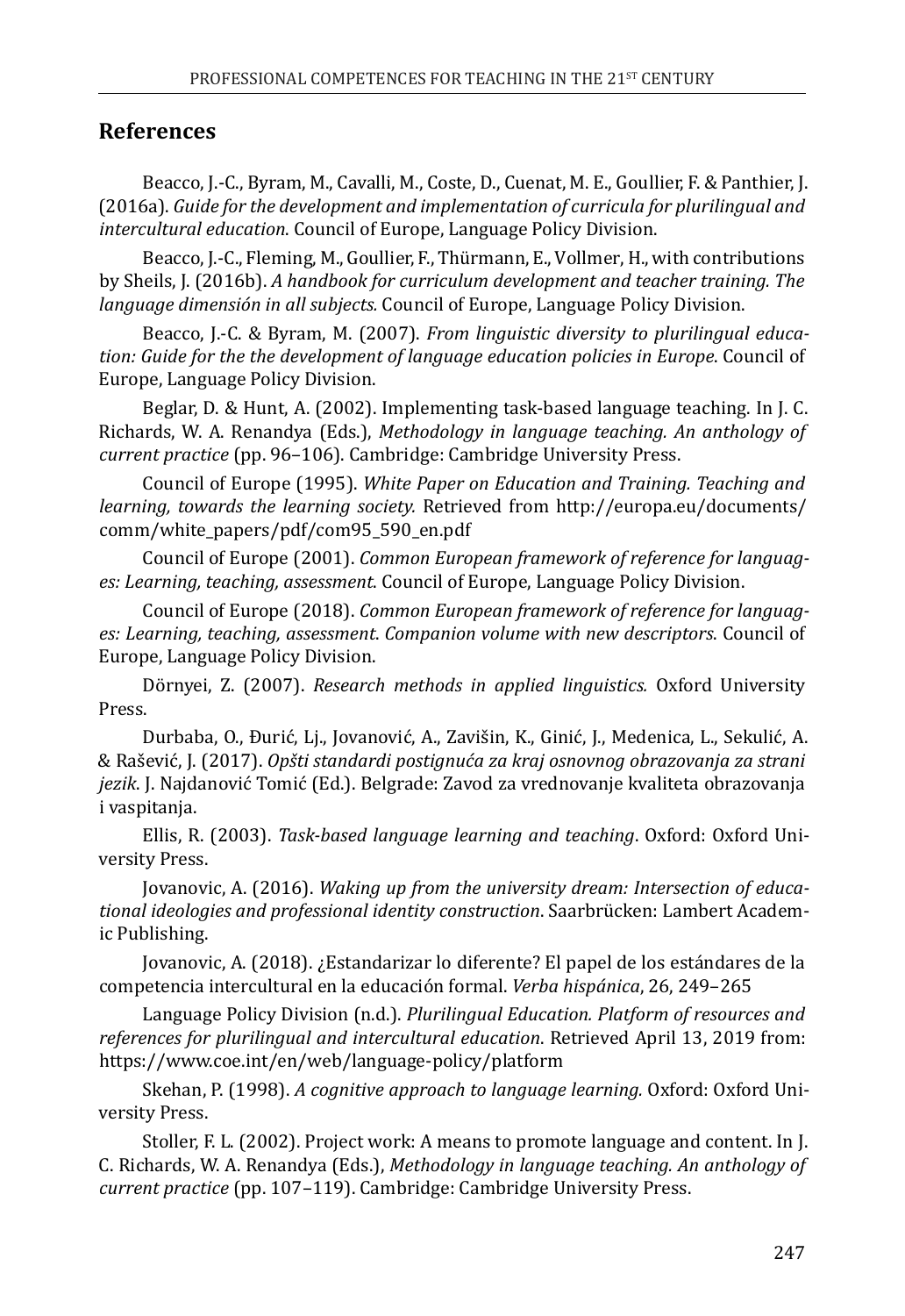## References

Beacco, J.-C., Byram, M., Cavalli, M., Coste, D., Cuenat, M. E., Goullier, F. & Panthier, J. (2016a). *Guide for the development and implementation of curricula for plurilingual and intercultural education*. Council of Europe, Language Policy Division.

Beacco, J.-C., Fleming, M., Goullier, F., Thürmann, E., Vollmer, H., with contributions by Sheils, J. (2016b). *A handbook for curriculum development and teacher training. The language dimensión in all subjects.* Council of Europe, Language Policy Division.

Beacco, J.-C. & Byram, M. (2007). *From linguistic diversity to plurilingual education: Guide for the the development of language education policies in Europe*. Council of Europe, Language Policy Division.

Beglar, D. & Hunt, A. (2002). Implementing task-based language teaching. In J. C. Richards, W. A. Renandya (Eds.), *Methodology in language teaching. An anthology of current practice* (pp. 96–106). Cambridge: Cambridge University Press.

Council of Europe (1995). *White Paper on Education and Training. Teaching and learning, towards the learning society.* Retrieved from http://europa.eu/documents/comm/white_papers/pdf/com95_590_en.pdf

Council of Europe (2001). *Common European framework of reference for languages: Learning, teaching, assessment*. Council of Europe, Language Policy Division.

Council of Europe (2018). *Common European framework of reference for languages: Learning, teaching, assessment*. *Companion volume with new descriptors*. Council of Europe, Language Policy Division.

Dörnyei, Z. (2007). *Research methods in applied linguistics.* Oxford University Press.

Durbaba, O., Đurić, Lj., Jovanović, A., Zavišin, K., Ginić, J., Medenica, L., Sekulić, A. & Rašević, J. (2017). *Opšti standardi postignuća za kraj osnovnog obrazovanja za strani jezik*. J. Najdanović Tomić (Ed.). Belgrade: Zavod za vrednovanje kvaliteta obrazovanja i vaspitanja.

Ellis, R. (2003). *Task-based language learning and teaching*. Oxford: Oxford University Press.

Jovanovic, A. (2016). *Waking up from the university dream: Intersection of educational ideologies and professional identity construction*. Saarbrücken: Lambert Academic Publishing.

Jovanovic, A. (2018). ¿Estandarizar lo diferente? El papel de los estándares de la competencia intercultural en la educación formal. *Verba hispánica*, 26, 249–265

Language Policy Division (n.d.). *Plurilingual Education. Platform of resources and references for plurilingual and intercultural education*. Retrieved April 13, 2019 from: https://www.coe.int/en/web/language-policy/platform

Skehan, P. (1998). *A cognitive approach to language learning.* Oxford: Oxford University Press.

Stoller, F. L. (2002). Project work: A means to promote language and content. In J. C. Richards, W. A. Renandya (Eds.), *Methodology in language teaching. An anthology of current practice* (pp. 107–119). Cambridge: Cambridge University Press.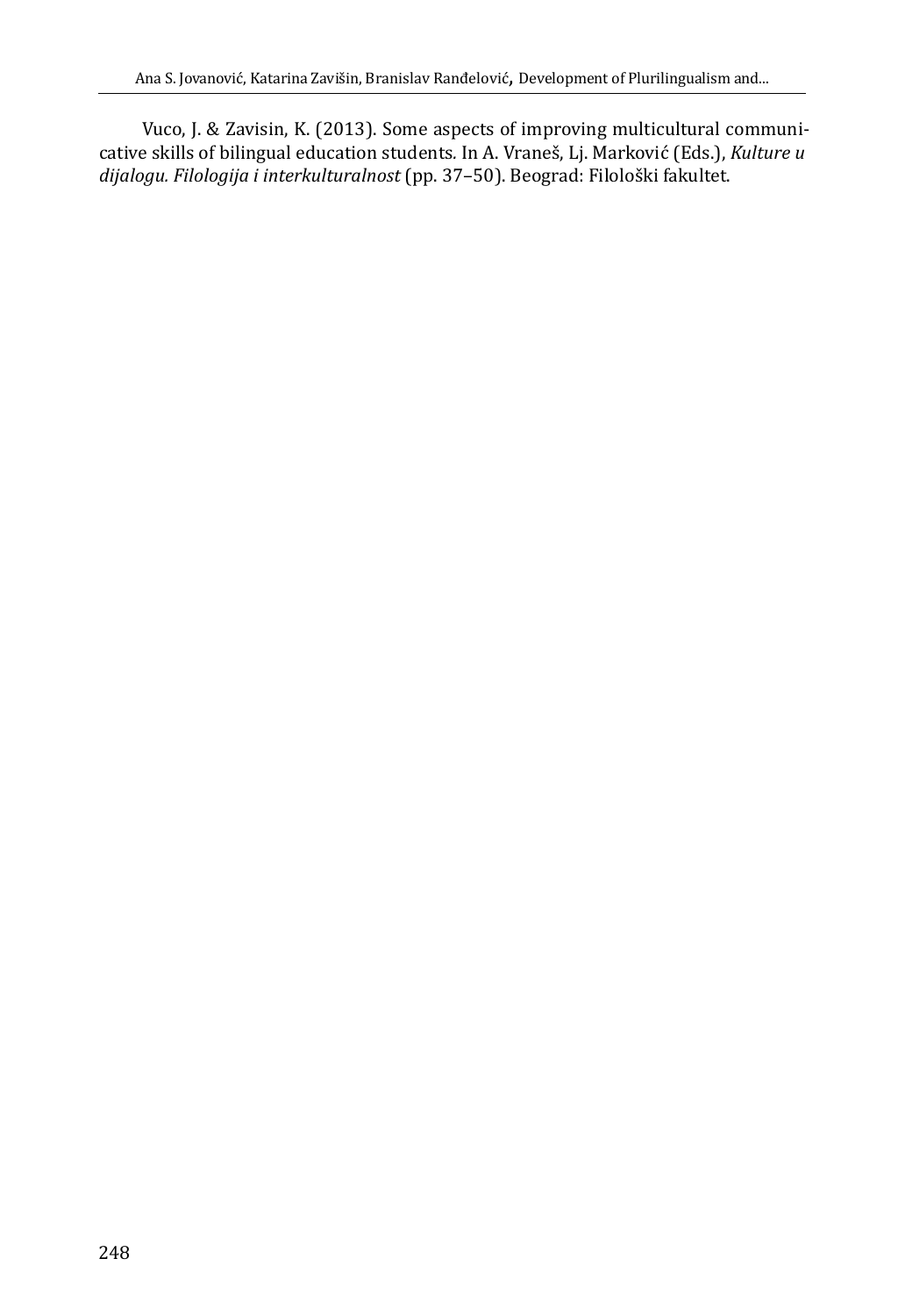Vuco, J. & Zavisin, K. (2013). Some aspects of improving multicultural communicative skills of bilingual education students. In A. Vraneš, Lj. Marković (Eds.), *Kulture u dijalogu. Filologija i interkulturalnost* (pp. 37–50). Beograd: Filološki fakultet.